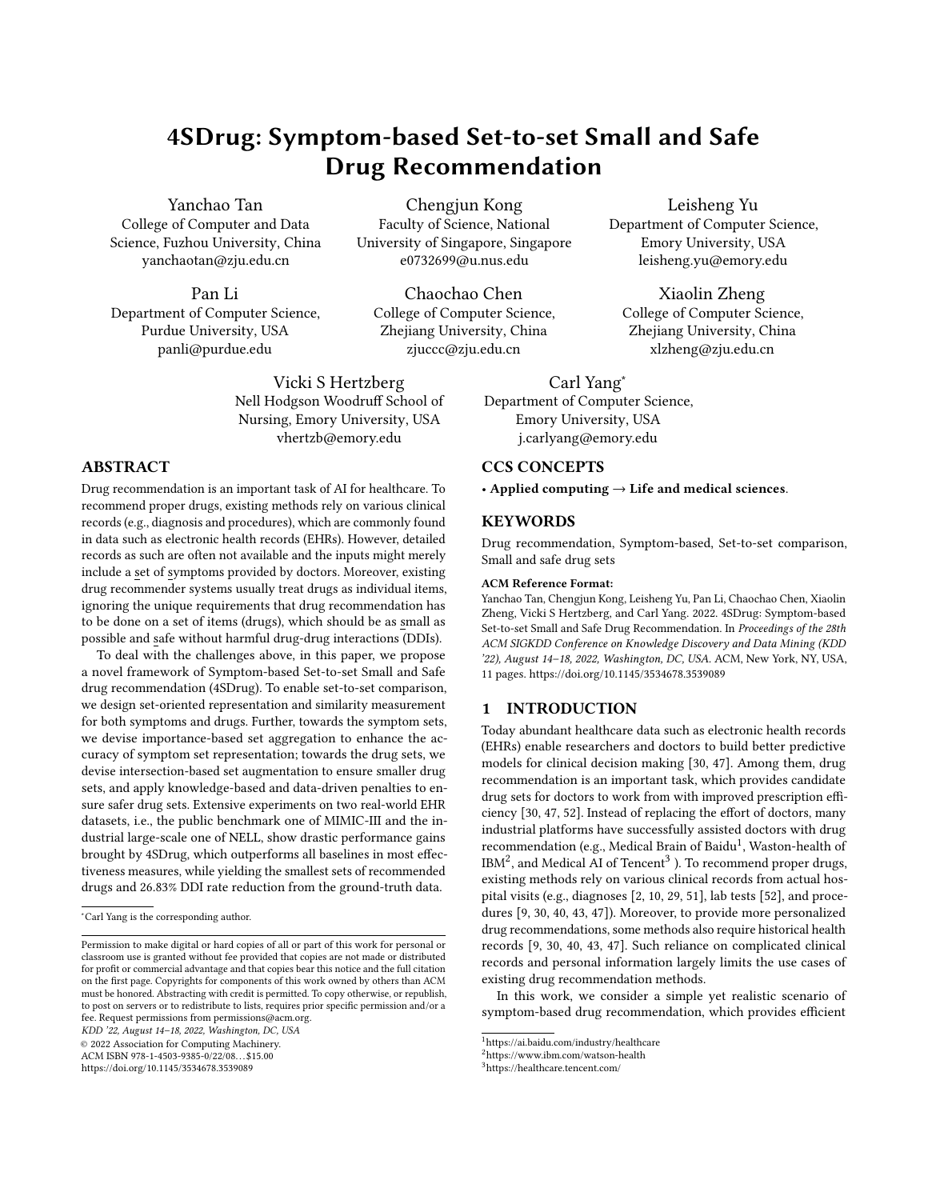# 4SDrug: Symptom-based Set-to-set Small and Safe Drug Recommendation

Yanchao Tan
College of Computer and Data Science, Fuzhou University, China
yanchaotan@zju.edu.cn

Chengjun Kong
Faculty of Science, National University of Singapore, Singapore
e0732699@u.nus.edu

Leisheng Yu
Department of Computer Science, Emory University, USA
leisheng.yu@emory.edu

Pan Li
Department of Computer Science, Purdue University, USA
panli@purdue.edu

Chaochao Chen
College of Computer Science, Zhejiang University, China
zjuccc@zju.edu.cn

Xiaolin Zheng
College of Computer Science, Zhejiang University, China
xlzheng@zju.edu.cn

Vicki S Hertzberg
Nell Hodgson Woodruff School of Nursing, Emory University, USA
vhertzb@emory.edu

Carl Yang*
Department of Computer Science, Emory University, USA
j.carlyang@emory.edu

## ABSTRACT

Drug recommendation is an important task of AI for healthcare. To recommend proper drugs, existing methods rely on various clinical records (e.g., diagnosis and procedures), which are commonly found in data such as electronic health records (EHRs). However, detailed records as such are often not available and the inputs might merely include a set of symptoms provided by doctors. Moreover, existing drug recommender systems usually treat drugs as individual items, ignoring the unique requirements that drug recommendation has to be done on a set of items (drugs), which should be as small as possible and safe without harmful drug-drug interactions (DDIs).

To deal with the challenges above, in this paper, we propose a novel framework of Symptom-based Set-to-set Small and Safe drug recommendation (4SDrug). To enable set-to-set comparison, we design set-oriented representation and similarity measurement for both symptoms and drugs. Further, towards the symptom sets, we devise importance-based set aggregation to enhance the accuracy of symptom set representation; towards the drug sets, we devise intersection-based set augmentation to ensure smaller drug sets, and apply knowledge-based and data-driven penalties to ensure safer drug sets. Extensive experiments on two real-world EHR datasets, i.e., the public benchmark one of MIMIC-III and the industrial large-scale one of NELL, show drastic performance gains brought by 4SDrug, which outperforms all baselines in most effectiveness measures, while yielding the smallest sets of recommended drugs and 26.83% DDI rate reduction from the ground-truth data.

## CCS CONCEPTS

• **Applied computing** → **Life and medical sciences**.

## KEYWORDS

Drug recommendation, Symptom-based, Set-to-set comparison, Small and safe drug sets

**ACM Reference Format:**
Yanchao Tan, Chengjun Kong, Leisheng Yu, Pan Li, Chaochao Chen, Xiaolin Zheng, Vicki S Hertzberg, and Carl Yang. 2022. 4SDrug: Symptom-based Set-to-set Small and Safe Drug Recommendation. In *Proceedings of the 28th ACM SIGKDD Conference on Knowledge Discovery and Data Mining (KDD '22), August 14–18, 2022, Washington, DC, USA.* ACM, New York, NY, USA, 11 pages. https://doi.org/10.1145/3534678.3539089

## 1 INTRODUCTION

Today abundant healthcare data such as electronic health records (EHRs) enable researchers and doctors to build better predictive models for clinical decision making [30, 47]. Among them, drug recommendation is an important task, which provides candidate drug sets for doctors to work from with improved prescription efficiency [30, 47, 52]. Instead of replacing the effort of doctors, many industrial platforms have successfully assisted doctors with drug recommendation (e.g., Medical Brain of Baidu[1], Waston-health of IBM[2], and Medical AI of Tencent[3] ). To recommend proper drugs, existing methods rely on various clinical records from actual hospital visits (e.g., diagnoses [2, 10, 29, 51], lab tests [52], and procedures [9, 30, 40, 43, 47]). Moreover, to provide more personalized drug recommendations, some methods also require historical health records [9, 30, 40, 43, 47]. Such reliance on complicated clinical records and personal information largely limits the use cases of existing drug recommendation methods.

In this work, we consider a simple yet realistic scenario of symptom-based drug recommendation, which provides efficient

*Carl Yang is the corresponding author.

Permission to make digital or hard copies of all or part of this work for personal or classroom use is granted without fee provided that copies are not made or distributed for profit or commercial advantage and that copies bear this notice and the full citation on the first page. Copyrights for components of this work owned by others than ACM must be honored. Abstracting with credit is permitted. To copy otherwise, or republish, to post on servers or to redistribute to lists, requires prior specific permission and/or a fee. Request permissions from permissions@acm.org.
*KDD '22, August 14–18, 2022, Washington, DC, USA*
© 2022 Association for Computing Machinery.
ACM ISBN 978-1-4503-9385-0/22/08…$15.00
https://doi.org/10.1145/3534678.3539089

[1] https://ai.baidu.com/industry/healthcare
[2] https://www.ibm.com/watson-health
[3] https://healthcare.tencent.com/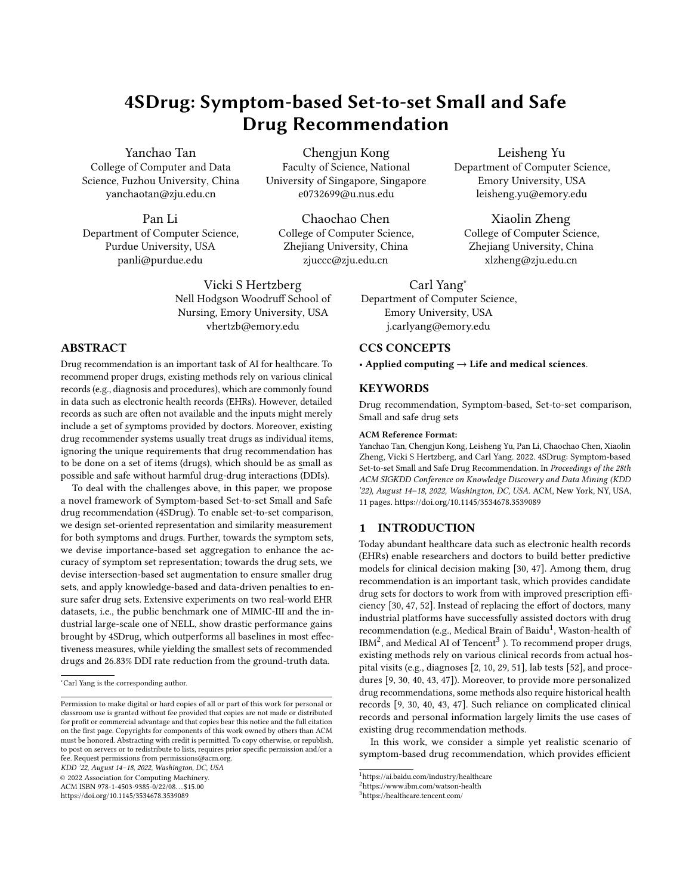# 4SDrug: Symptom-based Set-to-set Small and Safe Drug Recommendation

Yanchao Tan
College of Computer and Data Science, Fuzhou University, China
yanchaotan@zju.edu.cn

Chengjun Kong
Faculty of Science, National University of Singapore, Singapore
e0732699@u.nus.edu

Leisheng Yu
Department of Computer Science, Emory University, USA
leisheng.yu@emory.edu

Pan Li
Department of Computer Science, Purdue University, USA
panli@purdue.edu

Chaochao Chen
College of Computer Science, Zhejiang University, China
zjuccc@zju.edu.cn

Xiaolin Zheng
College of Computer Science, Zhejiang University, China
xlzheng@zju.edu.cn

Vicki S Hertzberg
Nell Hodgson Woodruff School of Nursing, Emory University, USA
vhertzb@emory.edu

Carl Yang*
Department of Computer Science, Emory University, USA
j.carlyang@emory.edu

## ABSTRACT

Drug recommendation is an important task of AI for healthcare. To recommend proper drugs, existing methods rely on various clinical records (e.g., diagnosis and procedures), which are commonly found in data such as electronic health records (EHRs). However, detailed records as such are often not available and the inputs might merely include a set of symptoms provided by doctors. Moreover, existing drug recommender systems usually treat drugs as individual items, ignoring the unique requirements that drug recommendation has to be done on a set of items (drugs), which should be as small as possible and safe without harmful drug-drug interactions (DDIs).

To deal with the challenges above, in this paper, we propose a novel framework of Symptom-based Set-to-set Small and Safe drug recommendation (4SDrug). To enable set-to-set comparison, we design set-oriented representation and similarity measurement for both symptoms and drugs. Further, towards the symptom sets, we devise importance-based set aggregation to enhance the accuracy of symptom set representation; towards the drug sets, we devise intersection-based set augmentation to ensure smaller drug sets, and apply knowledge-based and data-driven penalties to ensure safer drug sets. Extensive experiments on two real-world EHR datasets, i.e., the public benchmark one of MIMIC-III and the industrial large-scale one of NELL, show drastic performance gains brought by 4SDrug, which outperforms all baselines in most effectiveness measures, while yielding the smallest sets of recommended drugs and 26.83% DDI rate reduction from the ground-truth data.

*Carl Yang is the corresponding author.

Permission to make digital or hard copies of all or part of this work for personal or classroom use is granted without fee provided that copies are not made or distributed for profit or commercial advantage and that copies bear this notice and the full citation on the first page. Copyrights for components of this work owned by others than ACM must be honored. Abstracting with credit is permitted. To copy otherwise, or republish, to post on servers or to redistribute to lists, requires prior specific permission and/or a fee. Request permissions from permissions@acm.org.
*KDD '22, August 14–18, 2022, Washington, DC, USA*
© 2022 Association for Computing Machinery.
ACM ISBN 978-1-4503-9385-0/22/08...$15.00
https://doi.org/10.1145/3534678.3539089

## CCS CONCEPTS

• **Applied computing → Life and medical sciences**.

## KEYWORDS

Drug recommendation, Symptom-based, Set-to-set comparison, Small and safe drug sets

**ACM Reference Format:**
Yanchao Tan, Chengjun Kong, Leisheng Yu, Pan Li, Chaochao Chen, Xiaolin Zheng, Vicki S Hertzberg, and Carl Yang. 2022. 4SDrug: Symptom-based Set-to-set Small and Safe Drug Recommendation. In *Proceedings of the 28th ACM SIGKDD Conference on Knowledge Discovery and Data Mining (KDD '22), August 14–18, 2022, Washington, DC, USA.* ACM, New York, NY, USA, 11 pages. https://doi.org/10.1145/3534678.3539089

## 1 INTRODUCTION

Today abundant healthcare data such as electronic health records (EHRs) enable researchers and doctors to build better predictive models for clinical decision making [30, 47]. Among them, drug recommendation is an important task, which provides candidate drug sets for doctors to work from with improved prescription efficiency [30, 47, 52]. Instead of replacing the effort of doctors, many industrial platforms have successfully assisted doctors with drug recommendation (e.g., Medical Brain of Baidu[1], Waston-health of IBM[2], and Medical AI of Tencent[3] ). To recommend proper drugs, existing methods rely on various clinical records from actual hospital visits (e.g., diagnoses [2, 10, 29, 51], lab tests [52], and procedures [9, 30, 40, 43, 47]). Moreover, to provide more personalized drug recommendations, some methods also require historical health records [9, 30, 40, 43, 47]. Such reliance on complicated clinical records and personal information largely limits the use cases of existing drug recommendation methods.

In this work, we consider a simple yet realistic scenario of symptom-based drug recommendation, which provides efficient

[1] https://ai.baidu.com/industry/healthcare
[2] https://www.ibm.com/watson-health
[3] https://healthcare.tencent.com/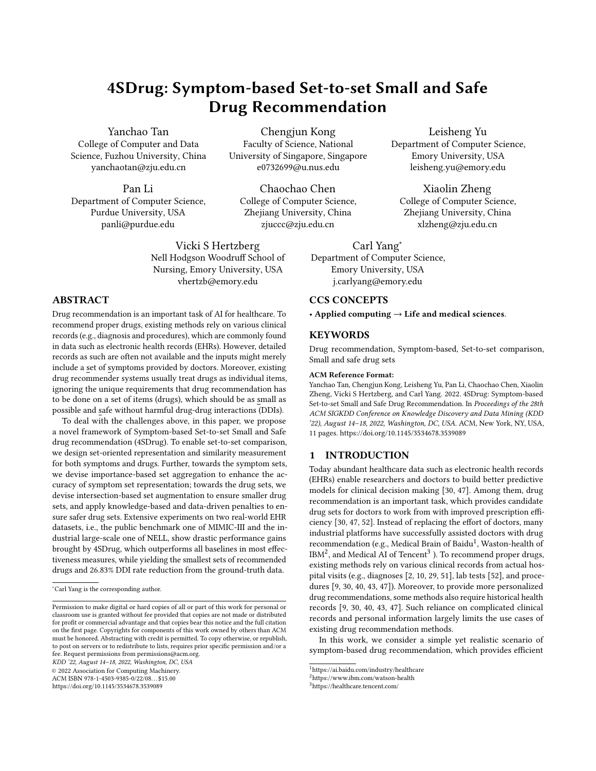# 4SDrug: Symptom-based Set-to-set Small and Safe Drug Recommendation

Yanchao Tan
College of Computer and Data Science, Fuzhou University, China
yanchaotan@zju.edu.cn

Chengjun Kong
Faculty of Science, National University of Singapore, Singapore
e0732699@u.nus.edu

Leisheng Yu
Department of Computer Science, Emory University, USA
leisheng.yu@emory.edu

Pan Li
Department of Computer Science, Purdue University, USA
panli@purdue.edu

Chaochao Chen
College of Computer Science, Zhejiang University, China
zjuccc@zju.edu.cn

Xiaolin Zheng
College of Computer Science, Zhejiang University, China
xlzheng@zju.edu.cn

Vicki S Hertzberg
Nell Hodgson Woodruff School of Nursing, Emory University, USA
vhertzb@emory.edu

Carl Yang*
Department of Computer Science, Emory University, USA
j.carlyang@emory.edu

## ABSTRACT

Drug recommendation is an important task of AI for healthcare. To recommend proper drugs, existing methods rely on various clinical records (e.g., diagnosis and procedures), which are commonly found in data such as electronic health records (EHRs). However, detailed records as such are often not available and the inputs might merely include a set of symptoms provided by doctors. Moreover, existing drug recommender systems usually treat drugs as individual items, ignoring the unique requirements that drug recommendation has to be done on a set of items (drugs), which should be as small as possible and safe without harmful drug-drug interactions (DDIs).

To deal with the challenges above, in this paper, we propose a novel framework of Symptom-based Set-to-set Small and Safe drug recommendation (4SDrug). To enable set-to-set comparison, we design set-oriented representation and similarity measurement for both symptoms and drugs. Further, towards the symptom sets, we devise importance-based set aggregation to enhance the accuracy of symptom set representation; towards the drug sets, we devise intersection-based set augmentation to ensure smaller drug sets, and apply knowledge-based and data-driven penalties to ensure safer drug sets. Extensive experiments on two real-world EHR datasets, i.e., the public benchmark one of MIMIC-III and the industrial large-scale one of NELL, show drastic performance gains brought by 4SDrug, which outperforms all baselines in most effectiveness measures, while yielding the smallest sets of recommended drugs and 26.83% DDI rate reduction from the ground-truth data.

*Carl Yang is the corresponding author.

Permission to make digital or hard copies of all or part of this work for personal or classroom use is granted without fee provided that copies are not made or distributed for profit or commercial advantage and that copies bear this notice and the full citation on the first page. Copyrights for components of this work owned by others than ACM must be honored. Abstracting with credit is permitted. To copy otherwise, or republish, to post on servers or to redistribute to lists, requires prior specific permission and/or a fee. Request permissions from permissions@acm.org.
*KDD '22, August 14–18, 2022, Washington, DC, USA*
© 2022 Association for Computing Machinery.
ACM ISBN 978-1-4503-9385-0/22/08...$15.00
https://doi.org/10.1145/3534678.3539089

## CCS CONCEPTS

• **Applied computing** → **Life and medical sciences**.

## KEYWORDS

Drug recommendation, Symptom-based, Set-to-set comparison, Small and safe drug sets

**ACM Reference Format:**
Yanchao Tan, Chengjun Kong, Leisheng Yu, Pan Li, Chaochao Chen, Xiaolin Zheng, Vicki S Hertzberg, and Carl Yang. 2022. 4SDrug: Symptom-based Set-to-set Small and Safe Drug Recommendation. In *Proceedings of the 28th ACM SIGKDD Conference on Knowledge Discovery and Data Mining (KDD '22), August 14–18, 2022, Washington, DC, USA.* ACM, New York, NY, USA, 11 pages. https://doi.org/10.1145/3534678.3539089

## 1 INTRODUCTION

Today abundant healthcare data such as electronic health records (EHRs) enable researchers and doctors to build better predictive models for clinical decision making [30, 47]. Among them, drug recommendation is an important task, which provides candidate drug sets for doctors to work from with improved prescription efficiency [30, 47, 52]. Instead of replacing the effort of doctors, many industrial platforms have successfully assisted doctors with drug recommendation (e.g., Medical Brain of Baidu[1], Waston-health of IBM[2], and Medical AI of Tencent[3] ). To recommend proper drugs, existing methods rely on various clinical records from actual hospital visits (e.g., diagnoses [2, 10, 29, 51], lab tests [52], and procedures [9, 30, 40, 43, 47]). Moreover, to provide more personalized drug recommendations, some methods also require historical health records [9, 30, 40, 43, 47]. Such reliance on complicated clinical records and personal information largely limits the use cases of existing drug recommendation methods.

In this work, we consider a simple yet realistic scenario of symptom-based drug recommendation, which provides efficient

[1] https://ai.baidu.com/industry/healthcare
[2] https://www.ibm.com/watson-health
[3] https://healthcare.tencent.com/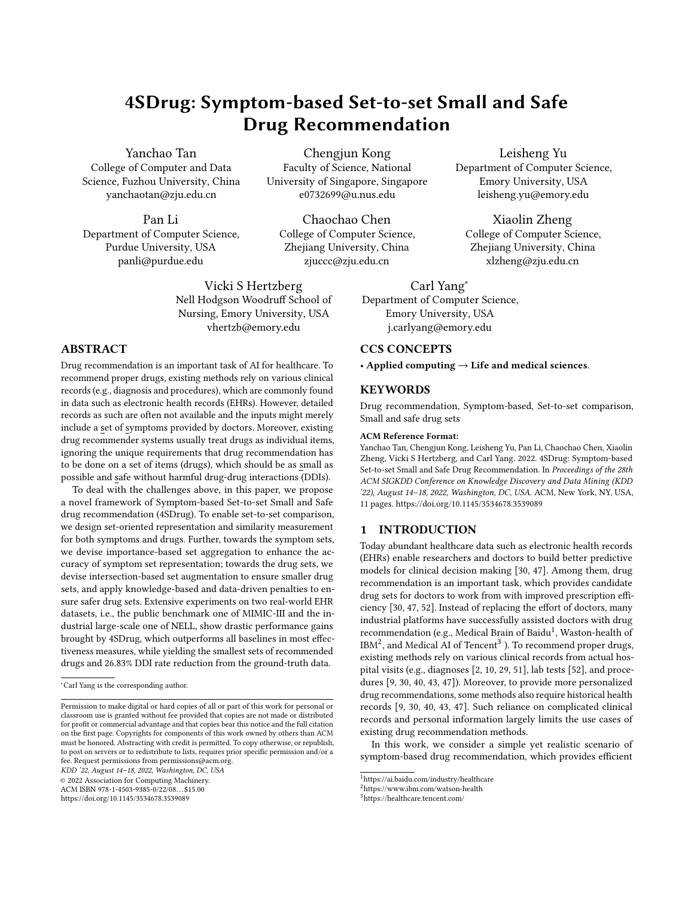# 4SDrug: Symptom-based Set-to-set Small and Safe Drug Recommendation

Yanchao Tan
College of Computer and Data Science, Fuzhou University, China
yanchaotan@zju.edu.cn

Chengjun Kong
Faculty of Science, National University of Singapore, Singapore
e0732699@u.nus.edu

Leisheng Yu
Department of Computer Science, Emory University, USA
leisheng.yu@emory.edu

Pan Li
Department of Computer Science, Purdue University, USA
panli@purdue.edu

Chaochao Chen
College of Computer Science, Zhejiang University, China
zjuccc@zju.edu.cn

Xiaolin Zheng
College of Computer Science, Zhejiang University, China
xlzheng@zju.edu.cn

Vicki S Hertzberg
Nell Hodgson Woodruff School of Nursing, Emory University, USA
vhertzb@emory.edu

Carl Yang*
Department of Computer Science, Emory University, USA
j.carlyang@emory.edu

## ABSTRACT

Drug recommendation is an important task of AI for healthcare. To recommend proper drugs, existing methods rely on various clinical records (e.g., diagnosis and procedures), which are commonly found in data such as electronic health records (EHRs). However, detailed records as such are often not available and the inputs might merely include a set of symptoms provided by doctors. Moreover, existing drug recommender systems usually treat drugs as individual items, ignoring the unique requirements that drug recommendation has to be done on a set of items (drugs), which should be as small as possible and safe without harmful drug-drug interactions (DDIs).

To deal with the challenges above, in this paper, we propose a novel framework of Symptom-based Set-to-set Small and Safe drug recommendation (4SDrug). To enable set-to-set comparison, we design set-oriented representation and similarity measurement for both symptoms and drugs. Further, towards the symptom sets, we devise importance-based set aggregation to enhance the accuracy of symptom set representation; towards the drug sets, we devise intersection-based set augmentation to ensure smaller drug sets, and apply knowledge-based and data-driven penalties to ensure safer drug sets. Extensive experiments on two real-world EHR datasets, i.e., the public benchmark one of MIMIC-III and the industrial large-scale one of NELL, show drastic performance gains brought by 4SDrug, which outperforms all baselines in most effectiveness measures, while yielding the smallest sets of recommended drugs and 26.83% DDI rate reduction from the ground-truth data.

*Carl Yang is the corresponding author.

Permission to make digital or hard copies of all or part of this work for personal or classroom use is granted without fee provided that copies are not made or distributed for profit or commercial advantage and that copies bear this notice and the full citation on the first page. Copyrights for components of this work owned by others than ACM must be honored. Abstracting with credit is permitted. To copy otherwise, or republish, to post on servers or to redistribute to lists, requires prior specific permission and/or a fee. Request permissions from permissions@acm.org.
KDD '22, August 14–18, 2022, Washington, DC, USA
© 2022 Association for Computing Machinery.
ACM ISBN 978-1-4503-9385-0/22/08…$15.00
https://doi.org/10.1145/3534678.3539089

## CCS CONCEPTS

• **Applied computing** → **Life and medical sciences**.

## KEYWORDS

Drug recommendation, Symptom-based, Set-to-set comparison, Small and safe drug sets

**ACM Reference Format:**
Yanchao Tan, Chengjun Kong, Leisheng Yu, Pan Li, Chaochao Chen, Xiaolin Zheng, Vicki S Hertzberg, and Carl Yang. 2022. 4SDrug: Symptom-based Set-to-set Small and Safe Drug Recommendation. In *Proceedings of the 28th ACM SIGKDD Conference on Knowledge Discovery and Data Mining (KDD '22), August 14–18, 2022, Washington, DC, USA.* ACM, New York, NY, USA, 11 pages. https://doi.org/10.1145/3534678.3539089

## 1 INTRODUCTION

Today abundant healthcare data such as electronic health records (EHRs) enable researchers and doctors to build better predictive models for clinical decision making [30, 47]. Among them, drug recommendation is an important task, which provides candidate drug sets for doctors to work from with improved prescription efficiency [30, 47, 52]. Instead of replacing the effort of doctors, many industrial platforms have successfully assisted doctors with drug recommendation (e.g., Medical Brain of Baidu[1], Waston-health of IBM[2], and Medical AI of Tencent[3] ). To recommend proper drugs, existing methods rely on various clinical records from actual hospital visits (e.g., diagnoses [2, 10, 29, 51], lab tests [52], and procedures [9, 30, 40, 43, 47]). Moreover, to provide more personalized drug recommendations, some methods also require historical health records [9, 30, 40, 43, 47]. Such reliance on complicated clinical records and personal information largely limits the use cases of existing drug recommendation methods.

In this work, we consider a simple yet realistic scenario of symptom-based drug recommendation, which provides efficient

[1]https://ai.baidu.com/industry/healthcare
[2]https://www.ibm.com/watson-health
[3]https://healthcare.tencent.com/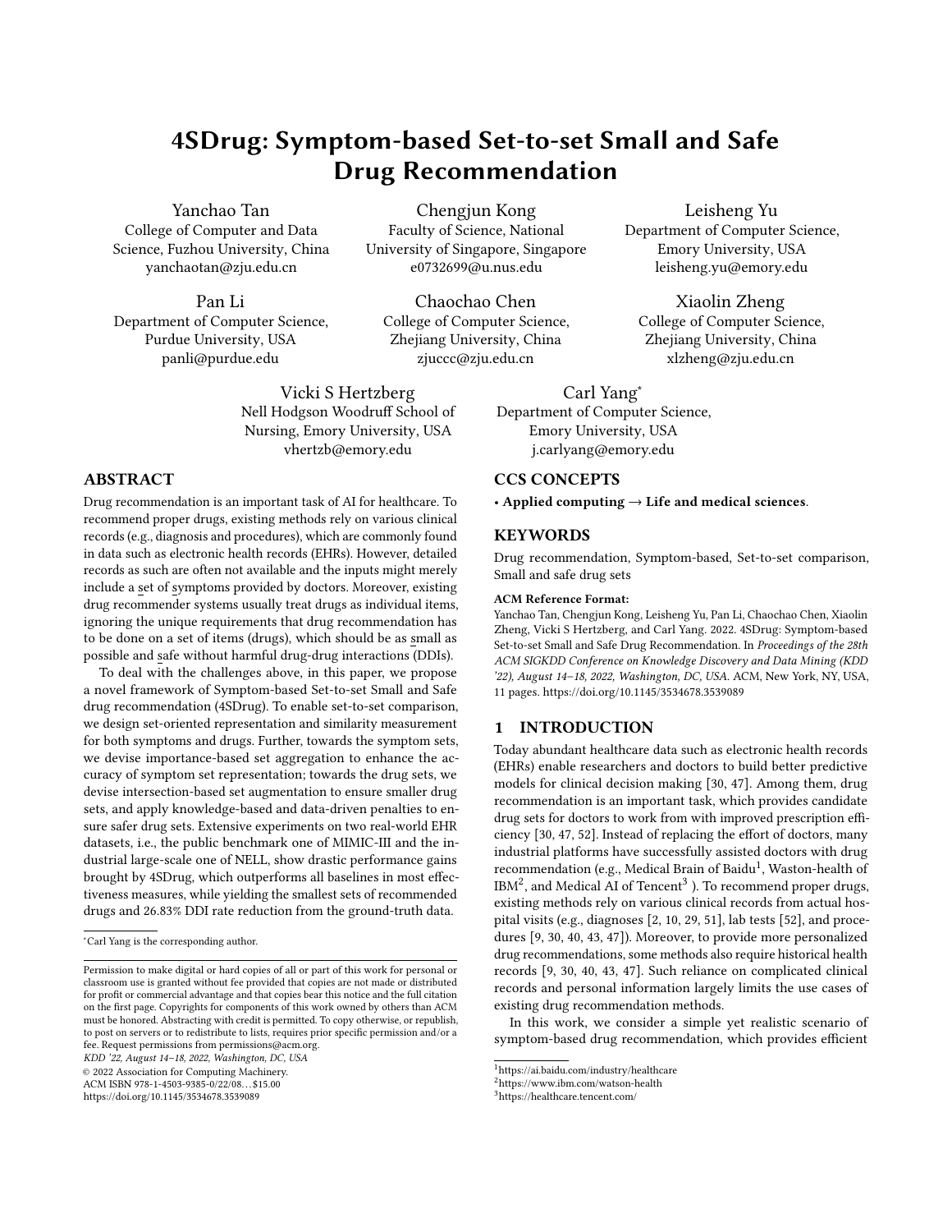# 4SDrug: Symptom-based Set-to-set Small and Safe Drug Recommendation

Yanchao Tan
College of Computer and Data Science, Fuzhou University, China
yanchaotan@zju.edu.cn

Chengjun Kong
Faculty of Science, National University of Singapore, Singapore
e0732699@u.nus.edu

Leisheng Yu
Department of Computer Science, Emory University, USA
leisheng.yu@emory.edu

Pan Li
Department of Computer Science, Purdue University, USA
panli@purdue.edu

Chaochao Chen
College of Computer Science, Zhejiang University, China
zjuccc@zju.edu.cn

Xiaolin Zheng
College of Computer Science, Zhejiang University, China
xlzheng@zju.edu.cn

Vicki S Hertzberg
Nell Hodgson Woodruff School of Nursing, Emory University, USA
vhertzb@emory.edu

Carl Yang*
Department of Computer Science, Emory University, USA
j.carlyang@emory.edu

## ABSTRACT

Drug recommendation is an important task of AI for healthcare. To recommend proper drugs, existing methods rely on various clinical records (e.g., diagnosis and procedures), which are commonly found in data such as electronic health records (EHRs). However, detailed records as such are often not available and the inputs might merely include a set of symptoms provided by doctors. Moreover, existing drug recommender systems usually treat drugs as individual items, ignoring the unique requirements that drug recommendation has to be done on a set of items (drugs), which should be as small as possible and safe without harmful drug-drug interactions (DDIs).

To deal with the challenges above, in this paper, we propose a novel framework of Symptom-based Set-to-set Small and Safe drug recommendation (4SDrug). To enable set-to-set comparison, we design set-oriented representation and similarity measurement for both symptoms and drugs. Further, towards the symptom sets, we devise importance-based set aggregation to enhance the accuracy of symptom set representation; towards the drug sets, we devise intersection-based set augmentation to ensure smaller drug sets, and apply knowledge-based and data-driven penalties to ensure safer drug sets. Extensive experiments on two real-world EHR datasets, i.e., the public benchmark one of MIMIC-III and the industrial large-scale one of NELL, show drastic performance gains brought by 4SDrug, which outperforms all baselines in most effectiveness measures, while yielding the smallest sets of recommended drugs and 26.83% DDI rate reduction from the ground-truth data.

*Carl Yang is the corresponding author.

Permission to make digital or hard copies of all or part of this work for personal or classroom use is granted without fee provided that copies are not made or distributed for profit or commercial advantage and that copies bear this notice and the full citation on the first page. Copyrights for components of this work owned by others than ACM must be honored. Abstracting with credit is permitted. To copy otherwise, or republish, to post on servers or to redistribute to lists, requires prior specific permission and/or a fee. Request permissions from permissions@acm.org.
KDD '22, August 14–18, 2022, Washington, DC, USA
© 2022 Association for Computing Machinery.
ACM ISBN 978-1-4503-9385-0/22/08...$15.00
https://doi.org/10.1145/3534678.3539089

## CCS CONCEPTS

• **Applied computing** → **Life and medical sciences**.

## KEYWORDS

Drug recommendation, Symptom-based, Set-to-set comparison, Small and safe drug sets

**ACM Reference Format:**
Yanchao Tan, Chengjun Kong, Leisheng Yu, Pan Li, Chaochao Chen, Xiaolin Zheng, Vicki S Hertzberg, and Carl Yang. 2022. 4SDrug: Symptom-based Set-to-set Small and Safe Drug Recommendation. In *Proceedings of the 28th ACM SIGKDD Conference on Knowledge Discovery and Data Mining (KDD '22), August 14–18, 2022, Washington, DC, USA.* ACM, New York, NY, USA, 11 pages. https://doi.org/10.1145/3534678.3539089

## 1 INTRODUCTION

Today abundant healthcare data such as electronic health records (EHRs) enable researchers and doctors to build better predictive models for clinical decision making [30, 47]. Among them, drug recommendation is an important task, which provides candidate drug sets for doctors to work from with improved prescription efficiency [30, 47, 52]. Instead of replacing the effort of doctors, many industrial platforms have successfully assisted doctors with drug recommendation (e.g., Medical Brain of Baidu[1], Waston-health of IBM[2], and Medical AI of Tencent[3] ). To recommend proper drugs, existing methods rely on various clinical records from actual hospital visits (e.g., diagnoses [2, 10, 29, 51], lab tests [52], and procedures [9, 30, 40, 43, 47]). Moreover, to provide more personalized drug recommendations, some methods also require historical health records [9, 30, 40, 43, 47]. Such reliance on complicated clinical records and personal information largely limits the use cases of existing drug recommendation methods.

In this work, we consider a simple yet realistic scenario of symptom-based drug recommendation, which provides efficient

[1] https://ai.baidu.com/industry/healthcare
[2] https://www.ibm.com/watson-health
[3] https://healthcare.tencent.com/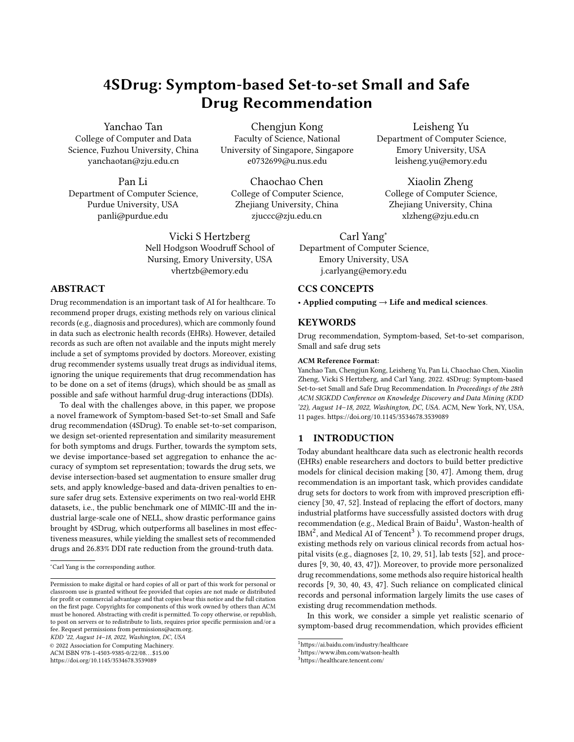# 4SDrug: Symptom-based Set-to-set Small and Safe Drug Recommendation

Yanchao Tan
College of Computer and Data Science, Fuzhou University, China
yanchaotan@zju.edu.cn

Chengjun Kong
Faculty of Science, National University of Singapore, Singapore
e0732699@u.nus.edu

Leisheng Yu
Department of Computer Science, Emory University, USA
leisheng.yu@emory.edu

Pan Li
Department of Computer Science, Purdue University, USA
panli@purdue.edu

Chaochao Chen
College of Computer Science, Zhejiang University, China
zjuccc@zju.edu.cn

Xiaolin Zheng
College of Computer Science, Zhejiang University, China
xlzheng@zju.edu.cn

Vicki S Hertzberg
Nell Hodgson Woodruff School of Nursing, Emory University, USA
vhertzb@emory.edu

Carl Yang*
Department of Computer Science, Emory University, USA
j.carlyang@emory.edu

## ABSTRACT

Drug recommendation is an important task of AI for healthcare. To recommend proper drugs, existing methods rely on various clinical records (e.g., diagnosis and procedures), which are commonly found in data such as electronic health records (EHRs). However, detailed records as such are often not available and the inputs might merely include a set of symptoms provided by doctors. Moreover, existing drug recommender systems usually treat drugs as individual items, ignoring the unique requirements that drug recommendation has to be done on a set of items (drugs), which should be as small as possible and safe without harmful drug-drug interactions (DDIs).

To deal with the challenges above, in this paper, we propose a novel framework of Symptom-based Set-to-set Small and Safe drug recommendation (4SDrug). To enable set-to-set comparison, we design set-oriented representation and similarity measurement for both symptoms and drugs. Further, towards the symptom sets, we devise importance-based set aggregation to enhance the accuracy of symptom set representation; towards the drug sets, we devise intersection-based set augmentation to ensure smaller drug sets, and apply knowledge-based and data-driven penalties to ensure safer drug sets. Extensive experiments on two real-world EHR datasets, i.e., the public benchmark one of MIMIC-III and the industrial large-scale one of NELL, show drastic performance gains brought by 4SDrug, which outperforms all baselines in most effectiveness measures, while yielding the smallest sets of recommended drugs and 26.83% DDI rate reduction from the ground-truth data.

*Carl Yang is the corresponding author.

Permission to make digital or hard copies of all or part of this work for personal or classroom use is granted without fee provided that copies are not made or distributed for profit or commercial advantage and that copies bear this notice and the full citation on the first page. Copyrights for components of this work owned by others than ACM must be honored. Abstracting with credit is permitted. To copy otherwise, or republish, to post on servers or to redistribute to lists, requires prior specific permission and/or a fee. Request permissions from permissions@acm.org.
*KDD '22, August 14–18, 2022, Washington, DC, USA*
© 2022 Association for Computing Machinery.
ACM ISBN 978-1-4503-9385-0/22/08…$15.00
https://doi.org/10.1145/3534678.3539089

## CCS CONCEPTS

• **Applied computing → Life and medical sciences**.

## KEYWORDS

Drug recommendation, Symptom-based, Set-to-set comparison, Small and safe drug sets

**ACM Reference Format:**
Yanchao Tan, Chengjun Kong, Leisheng Yu, Pan Li, Chaochao Chen, Xiaolin Zheng, Vicki S Hertzberg, and Carl Yang. 2022. 4SDrug: Symptom-based Set-to-set Small and Safe Drug Recommendation. In *Proceedings of the 28th ACM SIGKDD Conference on Knowledge Discovery and Data Mining (KDD '22), August 14–18, 2022, Washington, DC, USA.* ACM, New York, NY, USA, 11 pages. https://doi.org/10.1145/3534678.3539089

## 1 INTRODUCTION

Today abundant healthcare data such as electronic health records (EHRs) enable researchers and doctors to build better predictive models for clinical decision making [30, 47]. Among them, drug recommendation is an important task, which provides candidate drug sets for doctors to work from with improved prescription efficiency [30, 47, 52]. Instead of replacing the effort of doctors, many industrial platforms have successfully assisted doctors with drug recommendation (e.g., Medical Brain of Baidu[1], Waston-health of IBM[2], and Medical AI of Tencent[3] ). To recommend proper drugs, existing methods rely on various clinical records from actual hospital visits (e.g., diagnoses [2, 10, 29, 51], lab tests [52], and procedures [9, 30, 40, 43, 47]). Moreover, to provide more personalized drug recommendations, some methods also require historical health records [9, 30, 40, 43, 47]. Such reliance on complicated clinical records and personal information largely limits the use cases of existing drug recommendation methods.

In this work, we consider a simple yet realistic scenario of symptom-based drug recommendation, which provides efficient

[1] https://ai.baidu.com/industry/healthcare
[2] https://www.ibm.com/watson-health
[3] https://healthcare.tencent.com/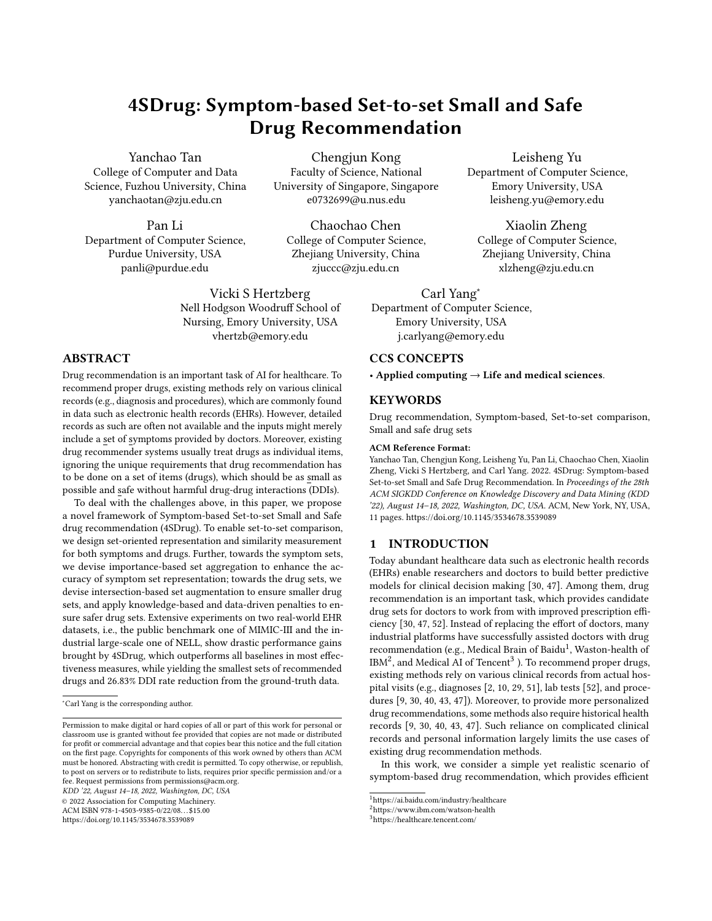# 4SDrug: Symptom-based Set-to-set Small and Safe Drug Recommendation

Yanchao Tan
College of Computer and Data Science, Fuzhou University, China
yanchaotan@zju.edu.cn

Chengjun Kong
Faculty of Science, National University of Singapore, Singapore
e0732699@u.nus.edu

Leisheng Yu
Department of Computer Science, Emory University, USA
leisheng.yu@emory.edu

Pan Li
Department of Computer Science, Purdue University, USA
panli@purdue.edu

Chaochao Chen
College of Computer Science, Zhejiang University, China
zjuccc@zju.edu.cn

Xiaolin Zheng
College of Computer Science, Zhejiang University, China
xlzheng@zju.edu.cn

Vicki S Hertzberg
Nell Hodgson Woodruff School of Nursing, Emory University, USA
vhertzb@emory.edu

Carl Yang*
Department of Computer Science, Emory University, USA
j.carlyang@emory.edu

## ABSTRACT

Drug recommendation is an important task of AI for healthcare. To recommend proper drugs, existing methods rely on various clinical records (e.g., diagnosis and procedures), which are commonly found in data such as electronic health records (EHRs). However, detailed records as such are often not available and the inputs might merely include a set of symptoms provided by doctors. Moreover, existing drug recommender systems usually treat drugs as individual items, ignoring the unique requirements that drug recommendation has to be done on a set of items (drugs), which should be as small as possible and safe without harmful drug-drug interactions (DDIs).

To deal with the challenges above, in this paper, we propose a novel framework of Symptom-based Set-to-set Small and Safe drug recommendation (4SDrug). To enable set-to-set comparison, we design set-oriented representation and similarity measurement for both symptoms and drugs. Further, towards the symptom sets, we devise importance-based set aggregation to enhance the accuracy of symptom set representation; towards the drug sets, we devise intersection-based set augmentation to ensure smaller drug sets, and apply knowledge-based and data-driven penalties to ensure safer drug sets. Extensive experiments on two real-world EHR datasets, i.e., the public benchmark one of MIMIC-III and the industrial large-scale one of NELL, show drastic performance gains brought by 4SDrug, which outperforms all baselines in most effectiveness measures, while yielding the smallest sets of recommended drugs and 26.83% DDI rate reduction from the ground-truth data.

*Carl Yang is the corresponding author.

Permission to make digital or hard copies of all or part of this work for personal or classroom use is granted without fee provided that copies are not made or distributed for profit or commercial advantage and that copies bear this notice and the full citation on the first page. Copyrights for components of this work owned by others than ACM must be honored. Abstracting with credit is permitted. To copy otherwise, or republish, to post on servers or to redistribute to lists, requires prior specific permission and/or a fee. Request permissions from permissions@acm.org.
*KDD '22, August 14–18, 2022, Washington, DC, USA*
© 2022 Association for Computing Machinery.
ACM ISBN 978-1-4503-9385-0/22/08...$15.00
https://doi.org/10.1145/3534678.3539089

## CCS CONCEPTS

• **Applied computing** → **Life and medical sciences**.

## KEYWORDS

Drug recommendation, Symptom-based, Set-to-set comparison, Small and safe drug sets

**ACM Reference Format:**
Yanchao Tan, Chengjun Kong, Leisheng Yu, Pan Li, Chaochao Chen, Xiaolin Zheng, Vicki S Hertzberg, and Carl Yang. 2022. 4SDrug: Symptom-based Set-to-set Small and Safe Drug Recommendation. In *Proceedings of the 28th ACM SIGKDD Conference on Knowledge Discovery and Data Mining (KDD '22), August 14–18, 2022, Washington, DC, USA.* ACM, New York, NY, USA, 11 pages. https://doi.org/10.1145/3534678.3539089

## 1 INTRODUCTION

Today abundant healthcare data such as electronic health records (EHRs) enable researchers and doctors to build better predictive models for clinical decision making [30, 47]. Among them, drug recommendation is an important task, which provides candidate drug sets for doctors to work from with improved prescription efficiency [30, 47, 52]. Instead of replacing the effort of doctors, many industrial platforms have successfully assisted doctors with drug recommendation (e.g., Medical Brain of Baidu[1], Waston-health of IBM[2], and Medical AI of Tencent[3] ). To recommend proper drugs, existing methods rely on various clinical records from actual hospital visits (e.g., diagnoses [2, 10, 29, 51], lab tests [52], and procedures [9, 30, 40, 43, 47]). Moreover, to provide more personalized drug recommendations, some methods also require historical health records [9, 30, 40, 43, 47]. Such reliance on complicated clinical records and personal information largely limits the use cases of existing drug recommendation methods.

In this work, we consider a simple yet realistic scenario of symptom-based drug recommendation, which provides efficient

[1] https://ai.baidu.com/industry/healthcare
[2] https://www.ibm.com/watson-health
[3] https://healthcare.tencent.com/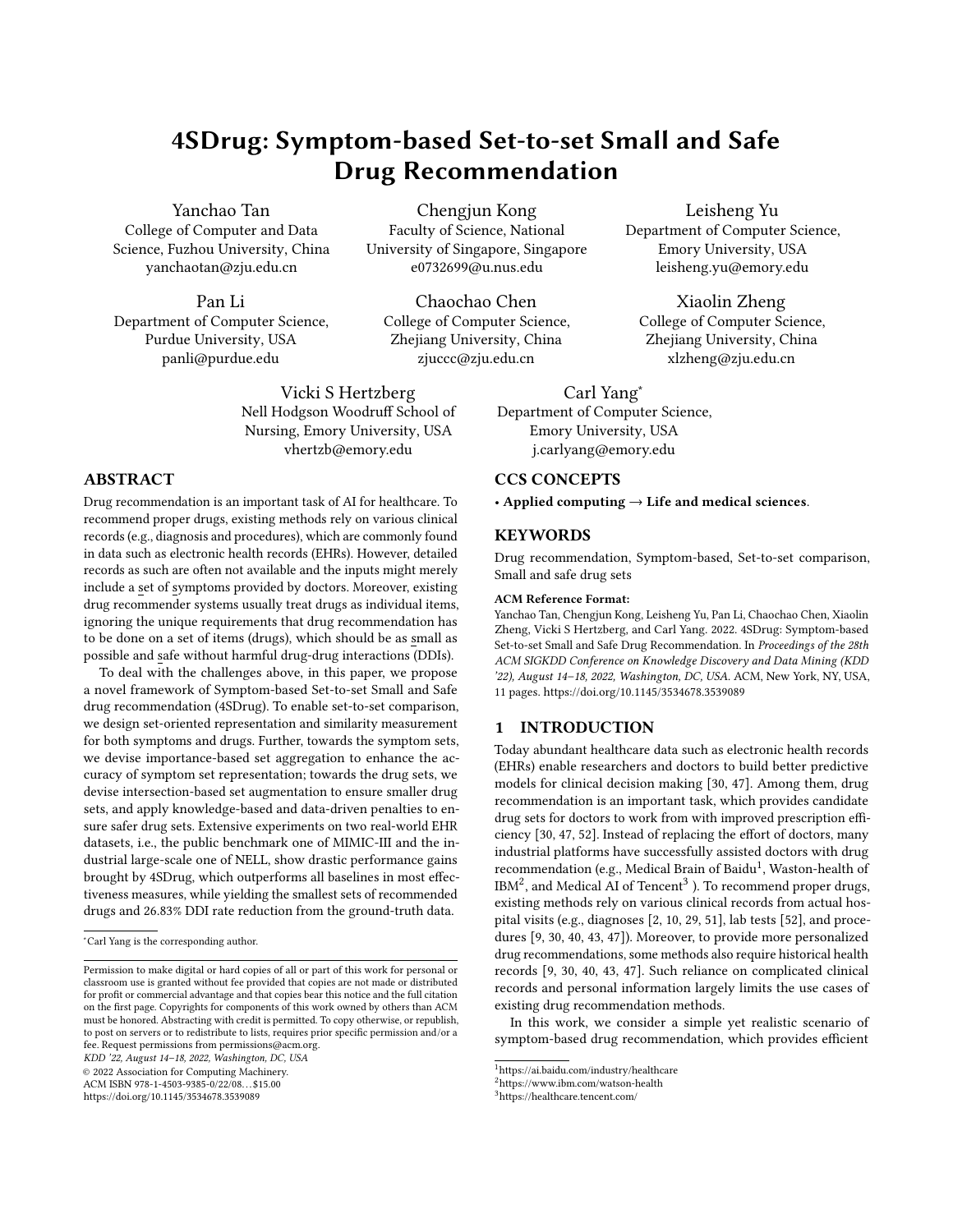# 4SDrug: Symptom-based Set-to-set Small and Safe Drug Recommendation

Yanchao Tan
College of Computer and Data Science, Fuzhou University, China
yanchaotan@zju.edu.cn

Chengjun Kong
Faculty of Science, National University of Singapore, Singapore
e0732699@u.nus.edu

Leisheng Yu
Department of Computer Science, Emory University, USA
leisheng.yu@emory.edu

Pan Li
Department of Computer Science, Purdue University, USA
panli@purdue.edu

Chaochao Chen
College of Computer Science, Zhejiang University, China
zjuccc@zju.edu.cn

Xiaolin Zheng
College of Computer Science, Zhejiang University, China
xlzheng@zju.edu.cn

Vicki S Hertzberg
Nell Hodgson Woodruff School of Nursing, Emory University, USA
vhertzb@emory.edu

Carl Yang*
Department of Computer Science, Emory University, USA
j.carlyang@emory.edu

## ABSTRACT

Drug recommendation is an important task of AI for healthcare. To recommend proper drugs, existing methods rely on various clinical records (e.g., diagnosis and procedures), which are commonly found in data such as electronic health records (EHRs). However, detailed records as such are often not available and the inputs might merely include a set of symptoms provided by doctors. Moreover, existing drug recommender systems usually treat drugs as individual items, ignoring the unique requirements that drug recommendation has to be done on a set of items (drugs), which should be as small as possible and safe without harmful drug-drug interactions (DDIs).

To deal with the challenges above, in this paper, we propose a novel framework of Symptom-based Set-to-set Small and Safe drug recommendation (4SDrug). To enable set-to-set comparison, we design set-oriented representation and similarity measurement for both symptoms and drugs. Further, towards the symptom sets, we devise importance-based set aggregation to enhance the accuracy of symptom set representation; towards the drug sets, we devise intersection-based set augmentation to ensure smaller drug sets, and apply knowledge-based and data-driven penalties to ensure safer drug sets. Extensive experiments on two real-world EHR datasets, i.e., the public benchmark one of MIMIC-III and the industrial large-scale one of NELL, show drastic performance gains brought by 4SDrug, which outperforms all baselines in most effectiveness measures, while yielding the smallest sets of recommended drugs and 26.83% DDI rate reduction from the ground-truth data.

*Carl Yang is the corresponding author.

Permission to make digital or hard copies of all or part of this work for personal or classroom use is granted without fee provided that copies are not made or distributed for profit or commercial advantage and that copies bear this notice and the full citation on the first page. Copyrights for components of this work owned by others than ACM must be honored. Abstracting with credit is permitted. To copy otherwise, or republish, to post on servers or to redistribute to lists, requires prior specific permission and/or a fee. Request permissions from permissions@acm.org.
KDD '22, August 14–18, 2022, Washington, DC, USA
© 2022 Association for Computing Machinery.
ACM ISBN 978-1-4503-9385-0/22/08…$15.00
https://doi.org/10.1145/3534678.3539089

## CCS CONCEPTS

• **Applied computing** → **Life and medical sciences**.

## KEYWORDS

Drug recommendation, Symptom-based, Set-to-set comparison, Small and safe drug sets

**ACM Reference Format:**
Yanchao Tan, Chengjun Kong, Leisheng Yu, Pan Li, Chaochao Chen, Xiaolin Zheng, Vicki S Hertzberg, and Carl Yang. 2022. 4SDrug: Symptom-based Set-to-set Small and Safe Drug Recommendation. In *Proceedings of the 28th ACM SIGKDD Conference on Knowledge Discovery and Data Mining (KDD '22), August 14–18, 2022, Washington, DC, USA.* ACM, New York, NY, USA, 11 pages. https://doi.org/10.1145/3534678.3539089

## 1 INTRODUCTION

Today abundant healthcare data such as electronic health records (EHRs) enable researchers and doctors to build better predictive models for clinical decision making [30, 47]. Among them, drug recommendation is an important task, which provides candidate drug sets for doctors to work from with improved prescription efficiency [30, 47, 52]. Instead of replacing the effort of doctors, many industrial platforms have successfully assisted doctors with drug recommendation (e.g., Medical Brain of Baidu[1], Waston-health of IBM[2], and Medical AI of Tencent[3] ). To recommend proper drugs, existing methods rely on various clinical records from actual hospital visits (e.g., diagnoses [2, 10, 29, 51], lab tests [52], and procedures [9, 30, 40, 43, 47]). Moreover, to provide more personalized drug recommendations, some methods also require historical health records [9, 30, 40, 43, 47]. Such reliance on complicated clinical records and personal information largely limits the use cases of existing drug recommendation methods.

In this work, we consider a simple yet realistic scenario of symptom-based drug recommendation, which provides efficient

[1] https://ai.baidu.com/industry/healthcare
[2] https://www.ibm.com/watson-health
[3] https://healthcare.tencent.com/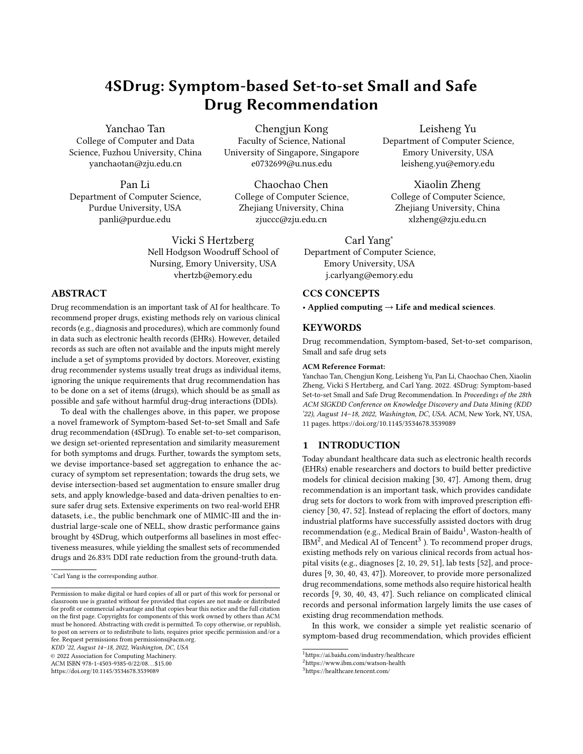# 4SDrug: Symptom-based Set-to-set Small and Safe Drug Recommendation

Yanchao Tan
College of Computer and Data Science, Fuzhou University, China
yanchaotan@zju.edu.cn

Chengjun Kong
Faculty of Science, National University of Singapore, Singapore
e0732699@u.nus.edu

Leisheng Yu
Department of Computer Science, Emory University, USA
leisheng.yu@emory.edu

Pan Li
Department of Computer Science, Purdue University, USA
panli@purdue.edu

Chaochao Chen
College of Computer Science, Zhejiang University, China
zjuccc@zju.edu.cn

Xiaolin Zheng
College of Computer Science, Zhejiang University, China
xlzheng@zju.edu.cn

Vicki S Hertzberg
Nell Hodgson Woodruff School of Nursing, Emory University, USA
vhertzb@emory.edu

Carl Yang*
Department of Computer Science, Emory University, USA
j.carlyang@emory.edu

## ABSTRACT

Drug recommendation is an important task of AI for healthcare. To recommend proper drugs, existing methods rely on various clinical records (e.g., diagnosis and procedures), which are commonly found in data such as electronic health records (EHRs). However, detailed records as such are often not available and the inputs might merely include a set of symptoms provided by doctors. Moreover, existing drug recommender systems usually treat drugs as individual items, ignoring the unique requirements that drug recommendation has to be done on a set of items (drugs), which should be as small as possible and safe without harmful drug-drug interactions (DDIs).

To deal with the challenges above, in this paper, we propose a novel framework of Symptom-based Set-to-set Small and Safe drug recommendation (4SDrug). To enable set-to-set comparison, we design set-oriented representation and similarity measurement for both symptoms and drugs. Further, towards the symptom sets, we devise importance-based set aggregation to enhance the accuracy of symptom set representation; towards the drug sets, we devise intersection-based set augmentation to ensure smaller drug sets, and apply knowledge-based and data-driven penalties to ensure safer drug sets. Extensive experiments on two real-world EHR datasets, i.e., the public benchmark one of MIMIC-III and the industrial large-scale one of NELL, show drastic performance gains brought by 4SDrug, which outperforms all baselines in most effectiveness measures, while yielding the smallest sets of recommended drugs and 26.83% DDI rate reduction from the ground-truth data.

*Carl Yang is the corresponding author.

Permission to make digital or hard copies of all or part of this work for personal or classroom use is granted without fee provided that copies are not made or distributed for profit or commercial advantage and that copies bear this notice and the full citation on the first page. Copyrights for components of this work owned by others than ACM must be honored. Abstracting with credit is permitted. To copy otherwise, or republish, to post on servers or to redistribute to lists, requires prior specific permission and/or a fee. Request permissions from permissions@acm.org.
*KDD '22, August 14–18, 2022, Washington, DC, USA*
© 2022 Association for Computing Machinery.
ACM ISBN 978-1-4503-9385-0/22/08...$15.00
https://doi.org/10.1145/3534678.3539089

## CCS CONCEPTS

• **Applied computing → Life and medical sciences**.

## KEYWORDS

Drug recommendation, Symptom-based, Set-to-set comparison, Small and safe drug sets

**ACM Reference Format:**
Yanchao Tan, Chengjun Kong, Leisheng Yu, Pan Li, Chaochao Chen, Xiaolin Zheng, Vicki S Hertzberg, and Carl Yang. 2022. 4SDrug: Symptom-based Set-to-set Small and Safe Drug Recommendation. In *Proceedings of the 28th ACM SIGKDD Conference on Knowledge Discovery and Data Mining (KDD '22), August 14–18, 2022, Washington, DC, USA.* ACM, New York, NY, USA, 11 pages. https://doi.org/10.1145/3534678.3539089

## 1 INTRODUCTION

Today abundant healthcare data such as electronic health records (EHRs) enable researchers and doctors to build better predictive models for clinical decision making [30, 47]. Among them, drug recommendation is an important task, which provides candidate drug sets for doctors to work from with improved prescription efficiency [30, 47, 52]. Instead of replacing the effort of doctors, many industrial platforms have successfully assisted doctors with drug recommendation (e.g., Medical Brain of Baidu[1], Waston-health of IBM[2], and Medical AI of Tencent[3] ). To recommend proper drugs, existing methods rely on various clinical records from actual hospital visits (e.g., diagnoses [2, 10, 29, 51], lab tests [52], and procedures [9, 30, 40, 43, 47]). Moreover, to provide more personalized drug recommendations, some methods also require historical health records [9, 30, 40, 43, 47]. Such reliance on complicated clinical records and personal information largely limits the use cases of existing drug recommendation methods.

In this work, we consider a simple yet realistic scenario of symptom-based drug recommendation, which provides efficient

[1] https://ai.baidu.com/industry/healthcare
[2] https://www.ibm.com/watson-health
[3] https://healthcare.tencent.com/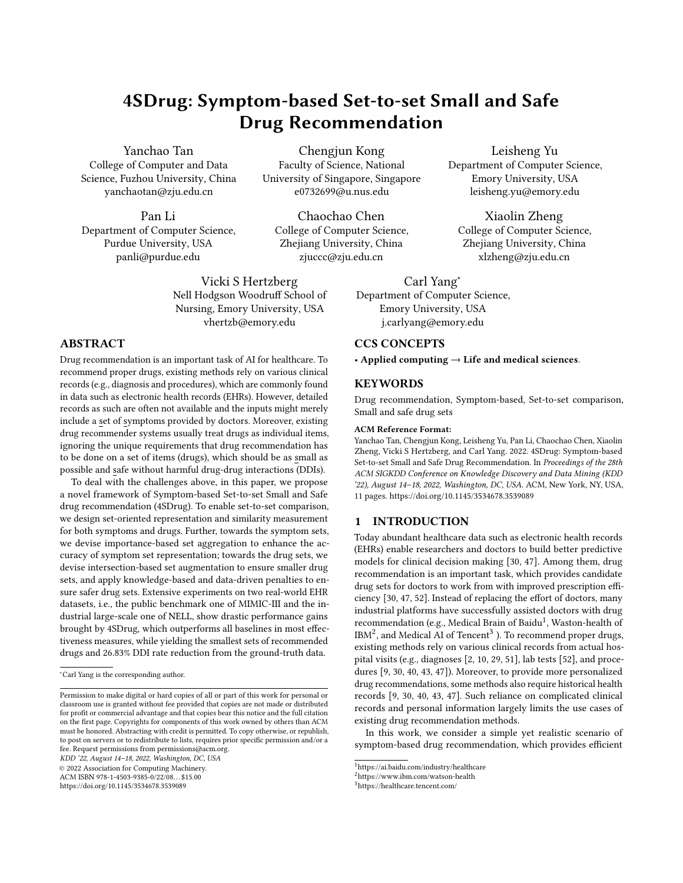# 4SDrug: Symptom-based Set-to-set Small and Safe Drug Recommendation

Yanchao Tan
College of Computer and Data Science, Fuzhou University, China
yanchaotan@zju.edu.cn

Chengjun Kong
Faculty of Science, National University of Singapore, Singapore
e0732699@u.nus.edu

Leisheng Yu
Department of Computer Science, Emory University, USA
leisheng.yu@emory.edu

Pan Li
Department of Computer Science, Purdue University, USA
panli@purdue.edu

Chaochao Chen
College of Computer Science, Zhejiang University, China
zjuccc@zju.edu.cn

Xiaolin Zheng
College of Computer Science, Zhejiang University, China
xlzheng@zju.edu.cn

Vicki S Hertzberg
Nell Hodgson Woodruff School of Nursing, Emory University, USA
vhertzb@emory.edu

Carl Yang*
Department of Computer Science, Emory University, USA
j.carlyang@emory.edu

## ABSTRACT

Drug recommendation is an important task of AI for healthcare. To recommend proper drugs, existing methods rely on various clinical records (e.g., diagnosis and procedures), which are commonly found in data such as electronic health records (EHRs). However, detailed records as such are often not available and the inputs might merely include a set of symptoms provided by doctors. Moreover, existing drug recommender systems usually treat drugs as individual items, ignoring the unique requirements that drug recommendation has to be done on a set of items (drugs), which should be as small as possible and safe without harmful drug-drug interactions (DDIs).

To deal with the challenges above, in this paper, we propose a novel framework of Symptom-based Set-to-set Small and Safe drug recommendation (4SDrug). To enable set-to-set comparison, we design set-oriented representation and similarity measurement for both symptoms and drugs. Further, towards the symptom sets, we devise importance-based set aggregation to enhance the accuracy of symptom set representation; towards the drug sets, we devise intersection-based set augmentation to ensure smaller drug sets, and apply knowledge-based and data-driven penalties to ensure safer drug sets. Extensive experiments on two real-world EHR datasets, i.e., the public benchmark one of MIMIC-III and the industrial large-scale one of NELL, show drastic performance gains brought by 4SDrug, which outperforms all baselines in most effectiveness measures, while yielding the smallest sets of recommended drugs and 26.83% DDI rate reduction from the ground-truth data.

*Carl Yang is the corresponding author.

Permission to make digital or hard copies of all or part of this work for personal or classroom use is granted without fee provided that copies are not made or distributed for profit or commercial advantage and that copies bear this notice and the full citation on the first page. Copyrights for components of this work owned by others than ACM must be honored. Abstracting with credit is permitted. To copy otherwise, or republish, to post on servers or to redistribute to lists, requires prior specific permission and/or a fee. Request permissions from permissions@acm.org.
*KDD '22, August 14–18, 2022, Washington, DC, USA*
© 2022 Association for Computing Machinery.
ACM ISBN 978-1-4503-9385-0/22/08…$15.00
https://doi.org/10.1145/3534678.3539089

## CCS CONCEPTS

• **Applied computing** → **Life and medical sciences**.

## KEYWORDS

Drug recommendation, Symptom-based, Set-to-set comparison, Small and safe drug sets

**ACM Reference Format:**
Yanchao Tan, Chengjun Kong, Leisheng Yu, Pan Li, Chaochao Chen, Xiaolin Zheng, Vicki S Hertzberg, and Carl Yang. 2022. 4SDrug: Symptom-based Set-to-set Small and Safe Drug Recommendation. In *Proceedings of the 28th ACM SIGKDD Conference on Knowledge Discovery and Data Mining (KDD '22), August 14–18, 2022, Washington, DC, USA.* ACM, New York, NY, USA, 11 pages. https://doi.org/10.1145/3534678.3539089

## 1 INTRODUCTION

Today abundant healthcare data such as electronic health records (EHRs) enable researchers and doctors to build better predictive models for clinical decision making [30, 47]. Among them, drug recommendation is an important task, which provides candidate drug sets for doctors to work from with improved prescription efficiency [30, 47, 52]. Instead of replacing the effort of doctors, many industrial platforms have successfully assisted doctors with drug recommendation (e.g., Medical Brain of Baidu[1], Waston-health of IBM[2], and Medical AI of Tencent[3] ). To recommend proper drugs, existing methods rely on various clinical records from actual hospital visits (e.g., diagnoses [2, 10, 29, 51], lab tests [52], and procedures [9, 30, 40, 43, 47]). Moreover, to provide more personalized drug recommendations, some methods also require historical health records [9, 30, 40, 43, 47]. Such reliance on complicated clinical records and personal information largely limits the use cases of existing drug recommendation methods.

In this work, we consider a simple yet realistic scenario of symptom-based drug recommendation, which provides efficient

[1] https://ai.baidu.com/industry/healthcare
[2] https://www.ibm.com/watson-health
[3] https://healthcare.tencent.com/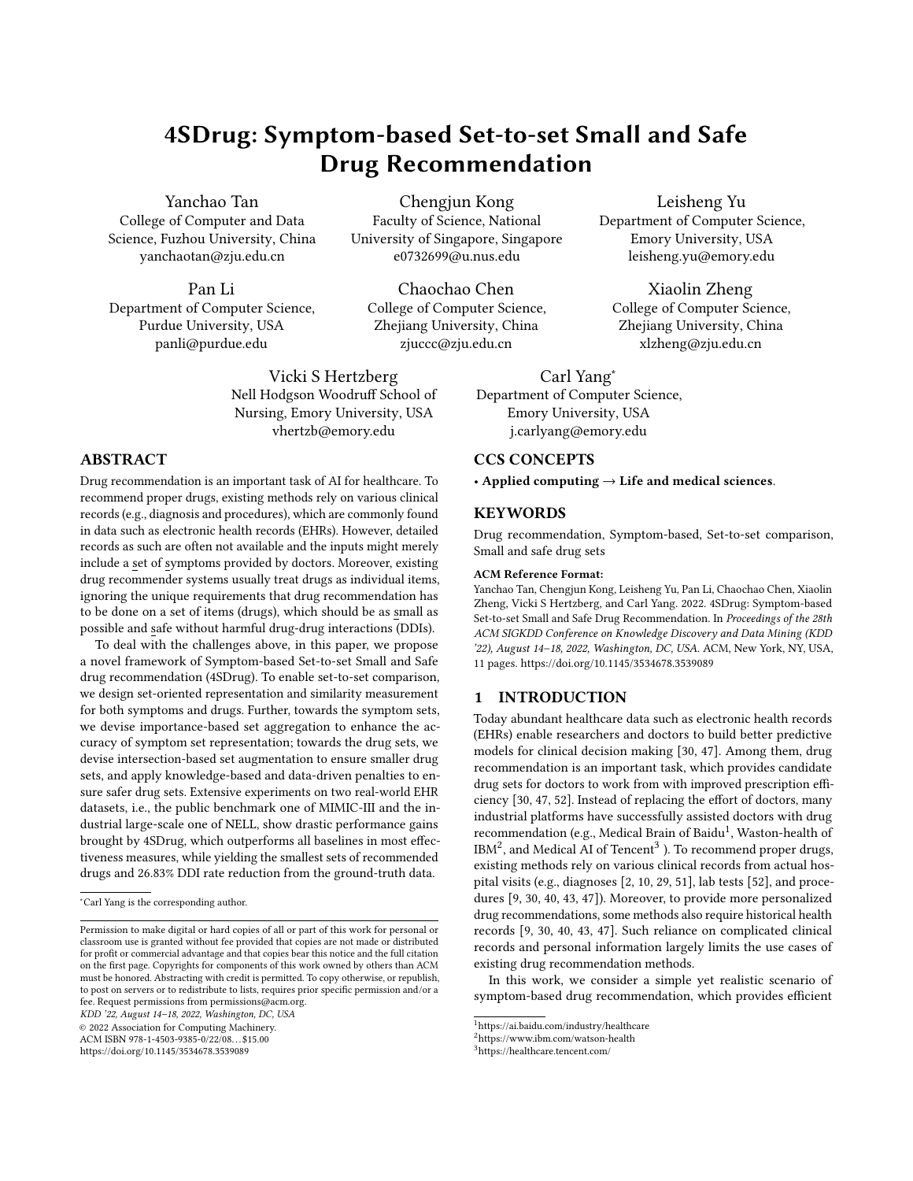# 4SDrug: Symptom-based Set-to-set Small and Safe Drug Recommendation

Yanchao Tan
College of Computer and Data Science, Fuzhou University, China
yanchaotan@zju.edu.cn

Chengjun Kong
Faculty of Science, National University of Singapore, Singapore
e0732699@u.nus.edu

Leisheng Yu
Department of Computer Science, Emory University, USA
leisheng.yu@emory.edu

Pan Li
Department of Computer Science, Purdue University, USA
panli@purdue.edu

Chaochao Chen
College of Computer Science, Zhejiang University, China
zjuccc@zju.edu.cn

Xiaolin Zheng
College of Computer Science, Zhejiang University, China
xlzheng@zju.edu.cn

Vicki S Hertzberg
Nell Hodgson Woodruff School of Nursing, Emory University, USA
vhertzb@emory.edu

Carl Yang*
Department of Computer Science, Emory University, USA
j.carlyang@emory.edu

## ABSTRACT

Drug recommendation is an important task of AI for healthcare. To recommend proper drugs, existing methods rely on various clinical records (e.g., diagnosis and procedures), which are commonly found in data such as electronic health records (EHRs). However, detailed records as such are often not available and the inputs might merely include a set of symptoms provided by doctors. Moreover, existing drug recommender systems usually treat drugs as individual items, ignoring the unique requirements that drug recommendation has to be done on a set of items (drugs), which should be as small as possible and safe without harmful drug-drug interactions (DDIs).

To deal with the challenges above, in this paper, we propose a novel framework of Symptom-based Set-to-set Small and Safe drug recommendation (4SDrug). To enable set-to-set comparison, we design set-oriented representation and similarity measurement for both symptoms and drugs. Further, towards the symptom sets, we devise importance-based set aggregation to enhance the accuracy of symptom set representation; towards the drug sets, we devise intersection-based set augmentation to ensure smaller drug sets, and apply knowledge-based and data-driven penalties to ensure safer drug sets. Extensive experiments on two real-world EHR datasets, i.e., the public benchmark one of MIMIC-III and the industrial large-scale one of NELL, show drastic performance gains brought by 4SDrug, which outperforms all baselines in most effectiveness measures, while yielding the smallest sets of recommended drugs and 26.83% DDI rate reduction from the ground-truth data.

*Carl Yang is the corresponding author.

Permission to make digital or hard copies of all or part of this work for personal or classroom use is granted without fee provided that copies are not made or distributed for profit or commercial advantage and that copies bear this notice and the full citation on the first page. Copyrights for components of this work owned by others than ACM must be honored. Abstracting with credit is permitted. To copy otherwise, or republish, to post on servers or to redistribute to lists, requires prior specific permission and/or a fee. Request permissions from permissions@acm.org.
*KDD '22, August 14–18, 2022, Washington, DC, USA*
© 2022 Association for Computing Machinery.
ACM ISBN 978-1-4503-9385-0/22/08…$15.00
https://doi.org/10.1145/3534678.3539089

## CCS CONCEPTS

• **Applied computing** → **Life and medical sciences**.

## KEYWORDS

Drug recommendation, Symptom-based, Set-to-set comparison, Small and safe drug sets

**ACM Reference Format:**
Yanchao Tan, Chengjun Kong, Leisheng Yu, Pan Li, Chaochao Chen, Xiaolin Zheng, Vicki S Hertzberg, and Carl Yang. 2022. 4SDrug: Symptom-based Set-to-set Small and Safe Drug Recommendation. In *Proceedings of the 28th ACM SIGKDD Conference on Knowledge Discovery and Data Mining (KDD '22), August 14–18, 2022, Washington, DC, USA.* ACM, New York, NY, USA, 11 pages. https://doi.org/10.1145/3534678.3539089

## 1 INTRODUCTION

Today abundant healthcare data such as electronic health records (EHRs) enable researchers and doctors to build better predictive models for clinical decision making [30, 47]. Among them, drug recommendation is an important task, which provides candidate drug sets for doctors to work from with improved prescription efficiency [30, 47, 52]. Instead of replacing the effort of doctors, many industrial platforms have successfully assisted doctors with drug recommendation (e.g., Medical Brain of Baidu[1], Waston-health of IBM[2], and Medical AI of Tencent[3] ). To recommend proper drugs, existing methods rely on various clinical records from actual hospital visits (e.g., diagnoses [2, 10, 29, 51], lab tests [52], and procedures [9, 30, 40, 43, 47]). Moreover, to provide more personalized drug recommendations, some methods also require historical health records [9, 30, 40, 43, 47]. Such reliance on complicated clinical records and personal information largely limits the use cases of existing drug recommendation methods.

In this work, we consider a simple yet realistic scenario of symptom-based drug recommendation, which provides efficient

[1] https://ai.baidu.com/industry/healthcare
[2] https://www.ibm.com/watson-health
[3] https://healthcare.tencent.com/